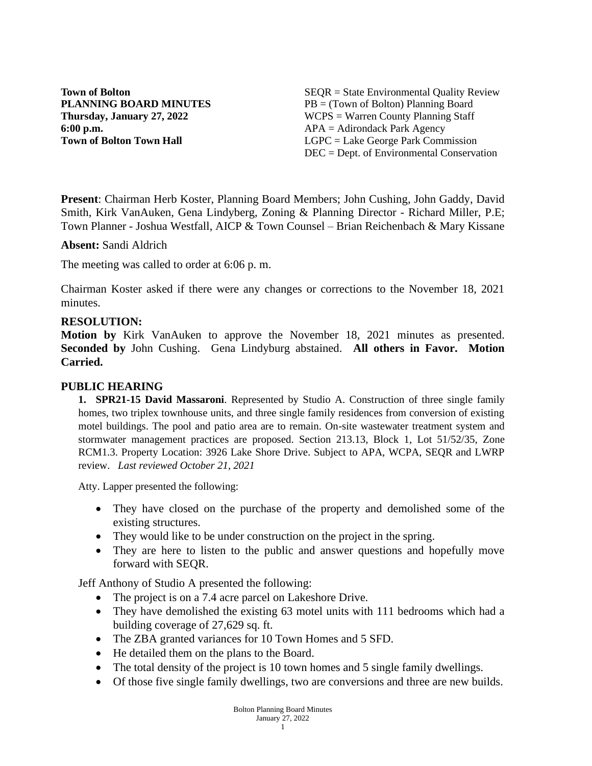**Town of Bolton**
**PLANNING BOARD MINUTES**
**Thursday, January 27, 2022**
**6:00 p.m.**
**Town of Bolton Town Hall**

SEQR = State Environmental Quality Review
PB = (Town of Bolton) Planning Board
WCPS = Warren County Planning Staff
APA = Adirondack Park Agency
LGPC = Lake George Park Commission
DEC = Dept. of Environmental Conservation

**Present**: Chairman Herb Koster, Planning Board Members; John Cushing, John Gaddy, David Smith, Kirk VanAuken, Gena Lindyberg, Zoning & Planning Director - Richard Miller, P.E; Town Planner - Joshua Westfall, AICP & Town Counsel – Brian Reichenbach & Mary Kissane

**Absent:** Sandi Aldrich

The meeting was called to order at 6:06 p. m.

Chairman Koster asked if there were any changes or corrections to the November 18, 2021 minutes.

## RESOLUTION:

**Motion by** Kirk VanAuken to approve the November 18, 2021 minutes as presented. **Seconded by** John Cushing. Gena Lindyburg abstained. **All others in Favor. Motion Carried.**

## PUBLIC HEARING

**1. SPR21-15 David Massaroni**. Represented by Studio A. Construction of three single family homes, two triplex townhouse units, and three single family residences from conversion of existing motel buildings. The pool and patio area are to remain. On-site wastewater treatment system and stormwater management practices are proposed. Section 213.13, Block 1, Lot 51/52/35, Zone RCM1.3. Property Location: 3926 Lake Shore Drive. Subject to APA, WCPA, SEQR and LWRP review. *Last reviewed October 21, 2021*

Atty. Lapper presented the following:

- They have closed on the purchase of the property and demolished some of the existing structures.
- They would like to be under construction on the project in the spring.
- They are here to listen to the public and answer questions and hopefully move forward with SEQR.

Jeff Anthony of Studio A presented the following:

- The project is on a 7.4 acre parcel on Lakeshore Drive.
- They have demolished the existing 63 motel units with 111 bedrooms which had a building coverage of 27,629 sq. ft.
- The ZBA granted variances for 10 Town Homes and 5 SFD.
- He detailed them on the plans to the Board.
- The total density of the project is 10 town homes and 5 single family dwellings.
- Of those five single family dwellings, two are conversions and three are new builds.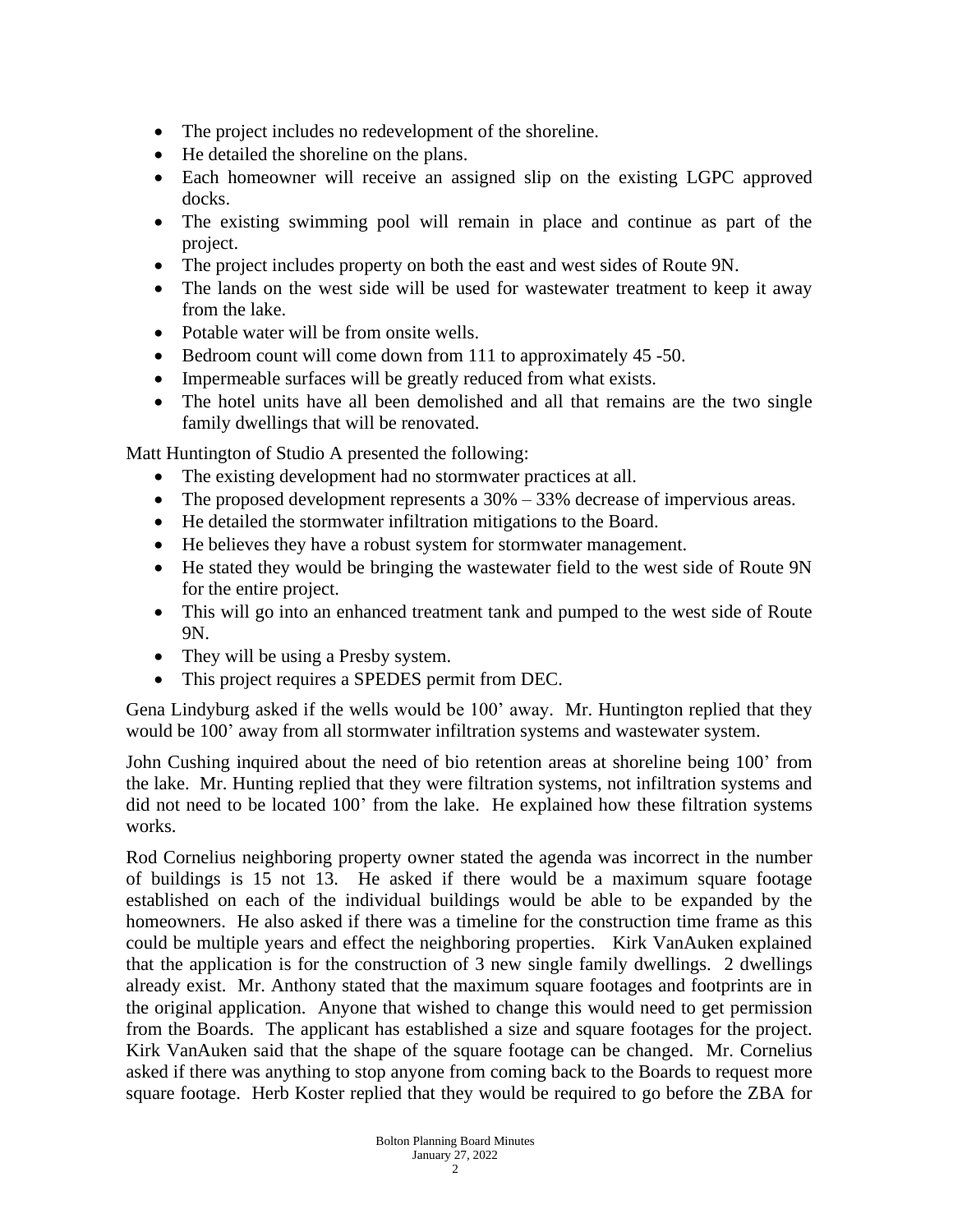- The project includes no redevelopment of the shoreline.
- He detailed the shoreline on the plans.
- Each homeowner will receive an assigned slip on the existing LGPC approved docks.
- The existing swimming pool will remain in place and continue as part of the project.
- The project includes property on both the east and west sides of Route 9N.
- The lands on the west side will be used for wastewater treatment to keep it away from the lake.
- Potable water will be from onsite wells.
- Bedroom count will come down from 111 to approximately 45 -50.
- Impermeable surfaces will be greatly reduced from what exists.
- The hotel units have all been demolished and all that remains are the two single family dwellings that will be renovated.

Matt Huntington of Studio A presented the following:

- The existing development had no stormwater practices at all.
- The proposed development represents a 30% – 33% decrease of impervious areas.
- He detailed the stormwater infiltration mitigations to the Board.
- He believes they have a robust system for stormwater management.
- He stated they would be bringing the wastewater field to the west side of Route 9N for the entire project.
- This will go into an enhanced treatment tank and pumped to the west side of Route 9N.
- They will be using a Presby system.
- This project requires a SPEDES permit from DEC.

Gena Lindyburg asked if the wells would be 100' away. Mr. Huntington replied that they would be 100' away from all stormwater infiltration systems and wastewater system.

John Cushing inquired about the need of bio retention areas at shoreline being 100' from the lake. Mr. Hunting replied that they were filtration systems, not infiltration systems and did not need to be located 100' from the lake. He explained how these filtration systems works.

Rod Cornelius neighboring property owner stated the agenda was incorrect in the number of buildings is 15 not 13. He asked if there would be a maximum square footage established on each of the individual buildings would be able to be expanded by the homeowners. He also asked if there was a timeline for the construction time frame as this could be multiple years and effect the neighboring properties. Kirk VanAuken explained that the application is for the construction of 3 new single family dwellings. 2 dwellings already exist. Mr. Anthony stated that the maximum square footages and footprints are in the original application. Anyone that wished to change this would need to get permission from the Boards. The applicant has established a size and square footages for the project. Kirk VanAuken said that the shape of the square footage can be changed. Mr. Cornelius asked if there was anything to stop anyone from coming back to the Boards to request more square footage. Herb Koster replied that they would be required to go before the ZBA for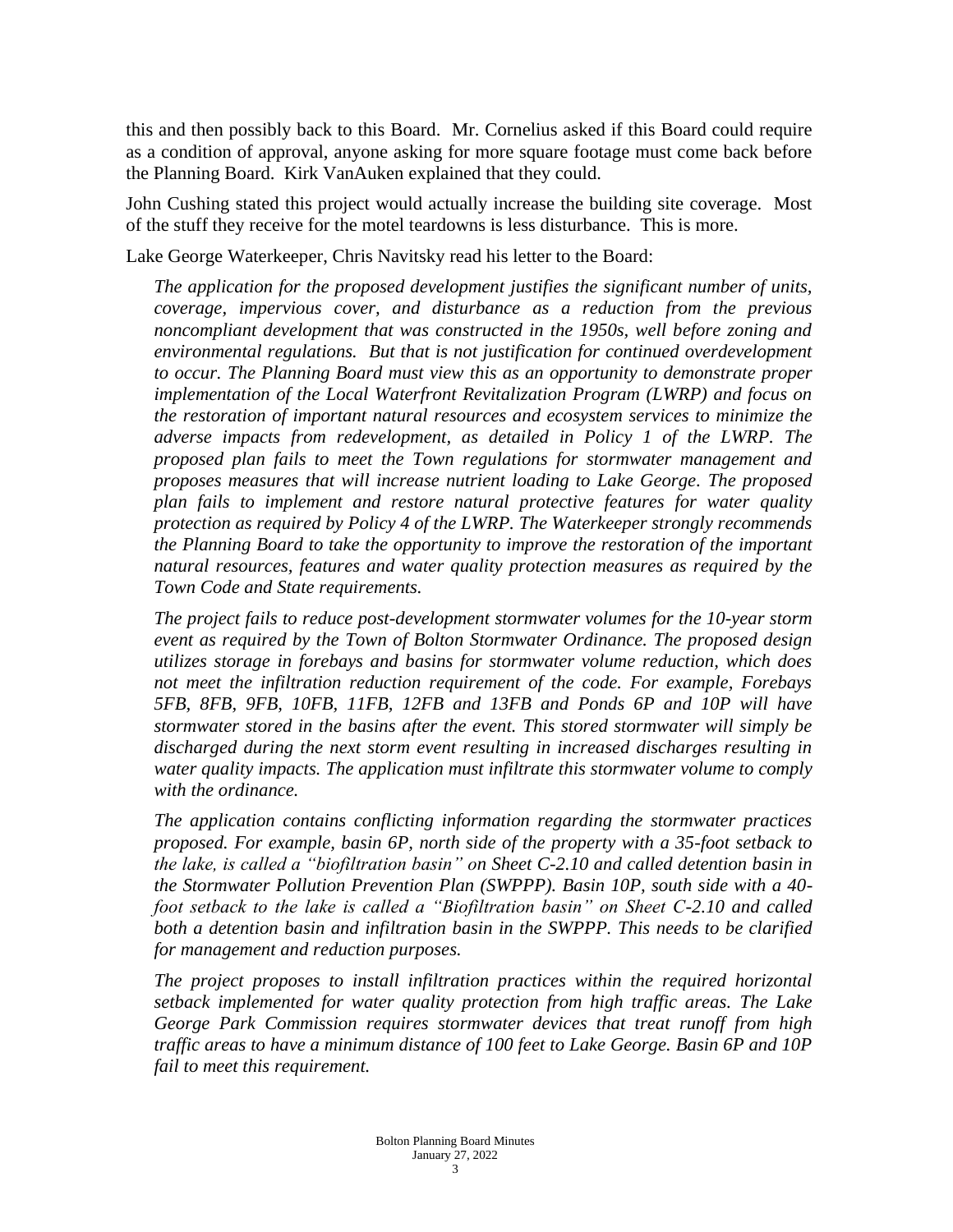this and then possibly back to this Board. Mr. Cornelius asked if this Board could require as a condition of approval, anyone asking for more square footage must come back before the Planning Board. Kirk VanAuken explained that they could.

John Cushing stated this project would actually increase the building site coverage. Most of the stuff they receive for the motel teardowns is less disturbance. This is more.

Lake George Waterkeeper, Chris Navitsky read his letter to the Board:

> *The application for the proposed development justifies the significant number of units, coverage, impervious cover, and disturbance as a reduction from the previous noncompliant development that was constructed in the 1950s, well before zoning and environmental regulations. But that is not justification for continued overdevelopment to occur. The Planning Board must view this as an opportunity to demonstrate proper implementation of the Local Waterfront Revitalization Program (LWRP) and focus on the restoration of important natural resources and ecosystem services to minimize the adverse impacts from redevelopment, as detailed in Policy 1 of the LWRP. The proposed plan fails to meet the Town regulations for stormwater management and proposes measures that will increase nutrient loading to Lake George. The proposed plan fails to implement and restore natural protective features for water quality protection as required by Policy 4 of the LWRP. The Waterkeeper strongly recommends the Planning Board to take the opportunity to improve the restoration of the important natural resources, features and water quality protection measures as required by the Town Code and State requirements.*
>
> *The project fails to reduce post-development stormwater volumes for the 10-year storm event as required by the Town of Bolton Stormwater Ordinance. The proposed design utilizes storage in forebays and basins for stormwater volume reduction, which does not meet the infiltration reduction requirement of the code. For example, Forebays 5FB, 8FB, 9FB, 10FB, 11FB, 12FB and 13FB and Ponds 6P and 10P will have stormwater stored in the basins after the event. This stored stormwater will simply be discharged during the next storm event resulting in increased discharges resulting in water quality impacts. The application must infiltrate this stormwater volume to comply with the ordinance.*
>
> *The application contains conflicting information regarding the stormwater practices proposed. For example, basin 6P, north side of the property with a 35-foot setback to the lake, is called a "biofiltration basin" on Sheet C-2.10 and called detention basin in the Stormwater Pollution Prevention Plan (SWPPP). Basin 10P, south side with a 40-foot setback to the lake is called a "Biofiltration basin" on Sheet C-2.10 and called both a detention basin and infiltration basin in the SWPPP. This needs to be clarified for management and reduction purposes.*
>
> *The project proposes to install infiltration practices within the required horizontal setback implemented for water quality protection from high traffic areas. The Lake George Park Commission requires stormwater devices that treat runoff from high traffic areas to have a minimum distance of 100 feet to Lake George. Basin 6P and 10P fail to meet this requirement.*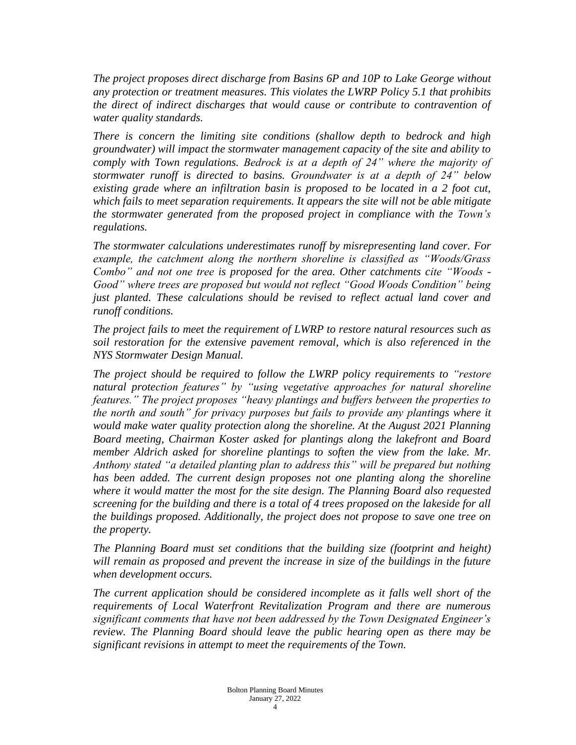*The project proposes direct discharge from Basins 6P and 10P to Lake George without any protection or treatment measures. This violates the LWRP Policy 5.1 that prohibits the direct of indirect discharges that would cause or contribute to contravention of water quality standards.*

*There is concern the limiting site conditions (shallow depth to bedrock and high groundwater) will impact the stormwater management capacity of the site and ability to comply with Town regulations. Bedrock is at a depth of 24" where the majority of stormwater runoff is directed to basins. Groundwater is at a depth of 24" below existing grade where an infiltration basin is proposed to be located in a 2 foot cut, which fails to meet separation requirements. It appears the site will not be able mitigate the stormwater generated from the proposed project in compliance with the Town's regulations.*

*The stormwater calculations underestimates runoff by misrepresenting land cover. For example, the catchment along the northern shoreline is classified as "Woods/Grass Combo" and not one tree is proposed for the area. Other catchments cite "Woods - Good" where trees are proposed but would not reflect "Good Woods Condition" being just planted. These calculations should be revised to reflect actual land cover and runoff conditions.*

*The project fails to meet the requirement of LWRP to restore natural resources such as soil restoration for the extensive pavement removal, which is also referenced in the NYS Stormwater Design Manual.*

*The project should be required to follow the LWRP policy requirements to "restore natural protection features" by "using vegetative approaches for natural shoreline features." The project proposes "heavy plantings and buffers between the properties to the north and south" for privacy purposes but fails to provide any plantings where it would make water quality protection along the shoreline. At the August 2021 Planning Board meeting, Chairman Koster asked for plantings along the lakefront and Board member Aldrich asked for shoreline plantings to soften the view from the lake. Mr. Anthony stated "a detailed planting plan to address this" will be prepared but nothing has been added. The current design proposes not one planting along the shoreline where it would matter the most for the site design. The Planning Board also requested screening for the building and there is a total of 4 trees proposed on the lakeside for all the buildings proposed. Additionally, the project does not propose to save one tree on the property.*

*The Planning Board must set conditions that the building size (footprint and height) will remain as proposed and prevent the increase in size of the buildings in the future when development occurs.*

*The current application should be considered incomplete as it falls well short of the requirements of Local Waterfront Revitalization Program and there are numerous significant comments that have not been addressed by the Town Designated Engineer's review. The Planning Board should leave the public hearing open as there may be significant revisions in attempt to meet the requirements of the Town.*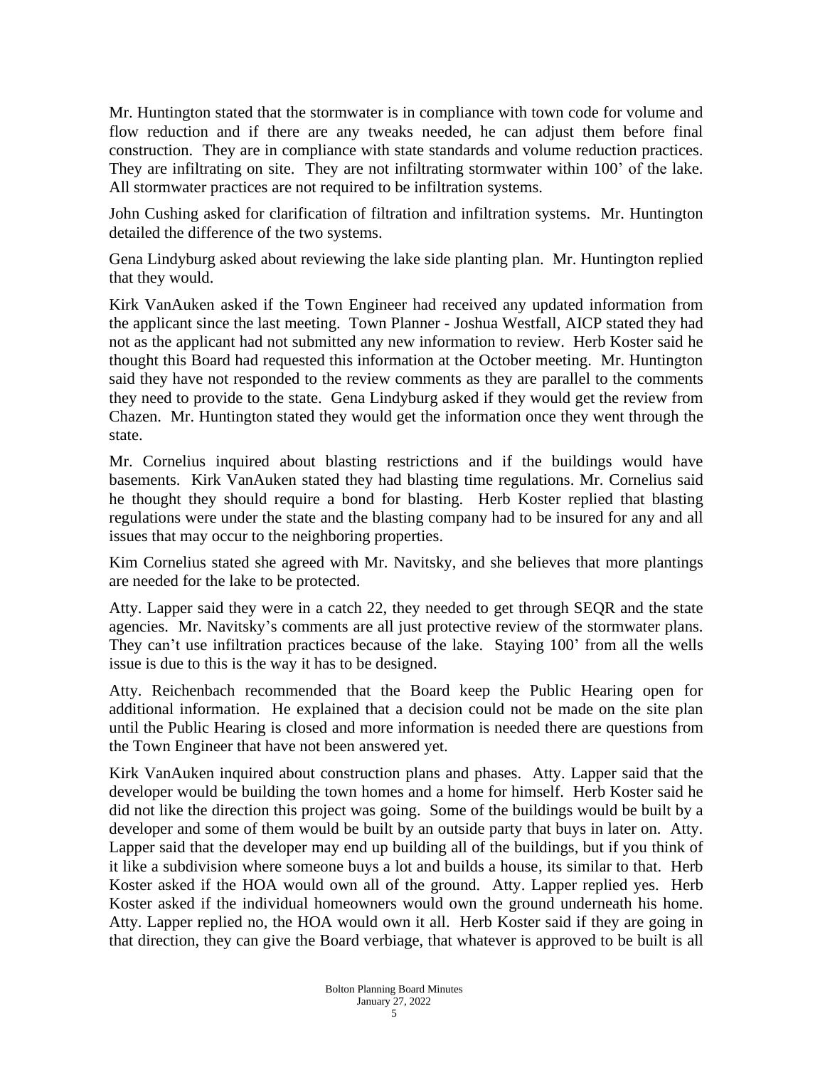Mr. Huntington stated that the stormwater is in compliance with town code for volume and flow reduction and if there are any tweaks needed, he can adjust them before final construction. They are in compliance with state standards and volume reduction practices. They are infiltrating on site. They are not infiltrating stormwater within 100' of the lake. All stormwater practices are not required to be infiltration systems.

John Cushing asked for clarification of filtration and infiltration systems. Mr. Huntington detailed the difference of the two systems.

Gena Lindyburg asked about reviewing the lake side planting plan. Mr. Huntington replied that they would.

Kirk VanAuken asked if the Town Engineer had received any updated information from the applicant since the last meeting. Town Planner - Joshua Westfall, AICP stated they had not as the applicant had not submitted any new information to review. Herb Koster said he thought this Board had requested this information at the October meeting. Mr. Huntington said they have not responded to the review comments as they are parallel to the comments they need to provide to the state. Gena Lindyburg asked if they would get the review from Chazen. Mr. Huntington stated they would get the information once they went through the state.

Mr. Cornelius inquired about blasting restrictions and if the buildings would have basements. Kirk VanAuken stated they had blasting time regulations. Mr. Cornelius said he thought they should require a bond for blasting. Herb Koster replied that blasting regulations were under the state and the blasting company had to be insured for any and all issues that may occur to the neighboring properties.

Kim Cornelius stated she agreed with Mr. Navitsky, and she believes that more plantings are needed for the lake to be protected.

Atty. Lapper said they were in a catch 22, they needed to get through SEQR and the state agencies. Mr. Navitsky's comments are all just protective review of the stormwater plans. They can't use infiltration practices because of the lake. Staying 100' from all the wells issue is due to this is the way it has to be designed.

Atty. Reichenbach recommended that the Board keep the Public Hearing open for additional information. He explained that a decision could not be made on the site plan until the Public Hearing is closed and more information is needed there are questions from the Town Engineer that have not been answered yet.

Kirk VanAuken inquired about construction plans and phases. Atty. Lapper said that the developer would be building the town homes and a home for himself. Herb Koster said he did not like the direction this project was going. Some of the buildings would be built by a developer and some of them would be built by an outside party that buys in later on. Atty. Lapper said that the developer may end up building all of the buildings, but if you think of it like a subdivision where someone buys a lot and builds a house, its similar to that. Herb Koster asked if the HOA would own all of the ground. Atty. Lapper replied yes. Herb Koster asked if the individual homeowners would own the ground underneath his home. Atty. Lapper replied no, the HOA would own it all. Herb Koster said if they are going in that direction, they can give the Board verbiage, that whatever is approved to be built is all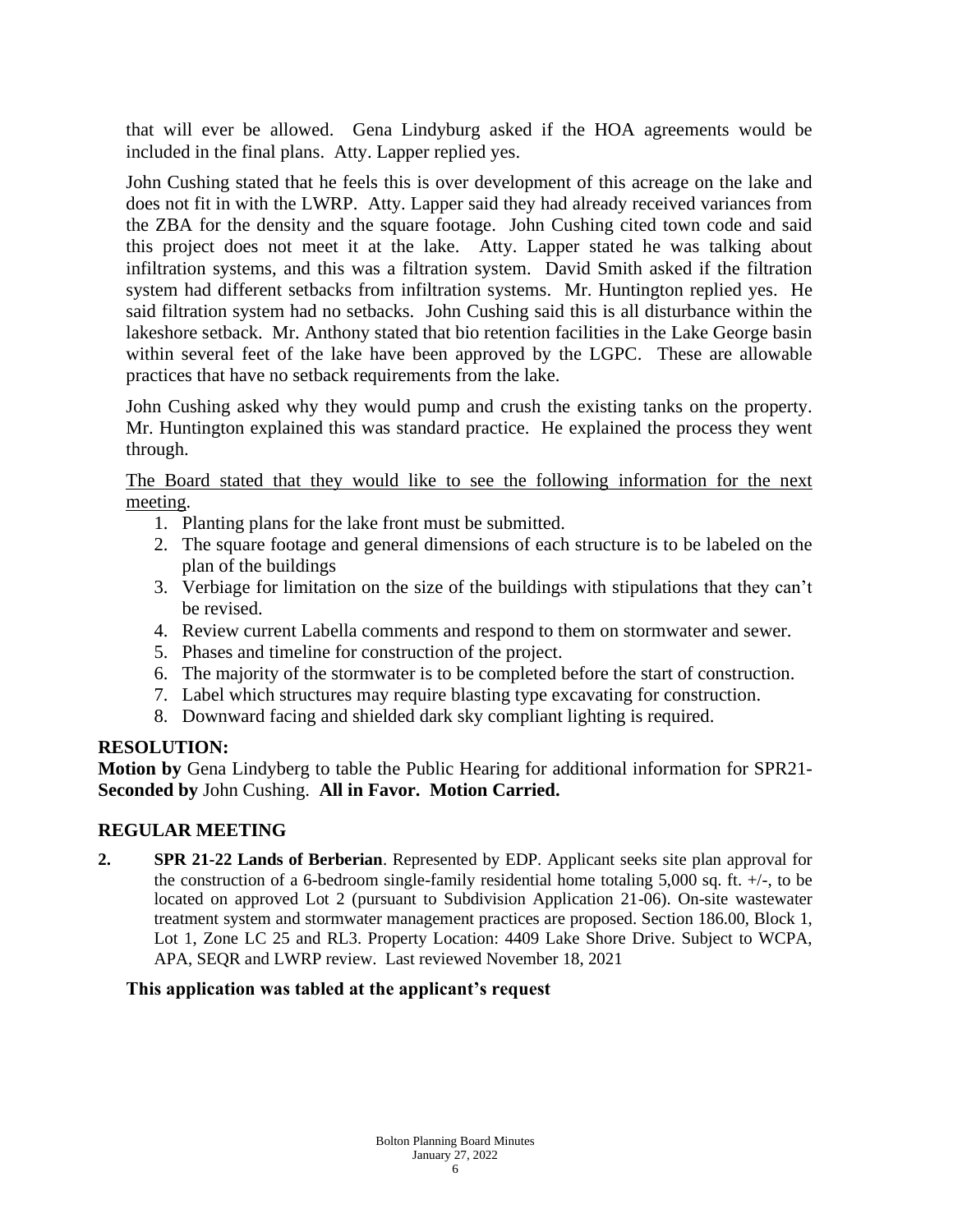that will ever be allowed. Gena Lindyburg asked if the HOA agreements would be included in the final plans. Atty. Lapper replied yes.

John Cushing stated that he feels this is over development of this acreage on the lake and does not fit in with the LWRP. Atty. Lapper said they had already received variances from the ZBA for the density and the square footage. John Cushing cited town code and said this project does not meet it at the lake. Atty. Lapper stated he was talking about infiltration systems, and this was a filtration system. David Smith asked if the filtration system had different setbacks from infiltration systems. Mr. Huntington replied yes. He said filtration system had no setbacks. John Cushing said this is all disturbance within the lakeshore setback. Mr. Anthony stated that bio retention facilities in the Lake George basin within several feet of the lake have been approved by the LGPC. These are allowable practices that have no setback requirements from the lake.

John Cushing asked why they would pump and crush the existing tanks on the property. Mr. Huntington explained this was standard practice. He explained the process they went through.

<u>The Board stated that they would like to see the following information for the next meeting</u>.

1. Planting plans for the lake front must be submitted.
2. The square footage and general dimensions of each structure is to be labeled on the plan of the buildings
3. Verbiage for limitation on the size of the buildings with stipulations that they can't be revised.
4. Review current Labella comments and respond to them on stormwater and sewer.
5. Phases and timeline for construction of the project.
6. The majority of the stormwater is to be completed before the start of construction.
7. Label which structures may require blasting type excavating for construction.
8. Downward facing and shielded dark sky compliant lighting is required.

**RESOLUTION:**
**Motion by** Gena Lindyberg to table the Public Hearing for additional information for SPR21- **Seconded by** John Cushing. **All in Favor. Motion Carried.**

**REGULAR MEETING**

**2. SPR 21-22 Lands of Berberian**. Represented by EDP. Applicant seeks site plan approval for the construction of a 6-bedroom single-family residential home totaling 5,000 sq. ft. +/-, to be located on approved Lot 2 (pursuant to Subdivision Application 21-06). On-site wastewater treatment system and stormwater management practices are proposed. Section 186.00, Block 1, Lot 1, Zone LC 25 and RL3. Property Location: 4409 Lake Shore Drive. Subject to WCPA, APA, SEQR and LWRP review. Last reviewed November 18, 2021

**This application was tabled at the applicant's request**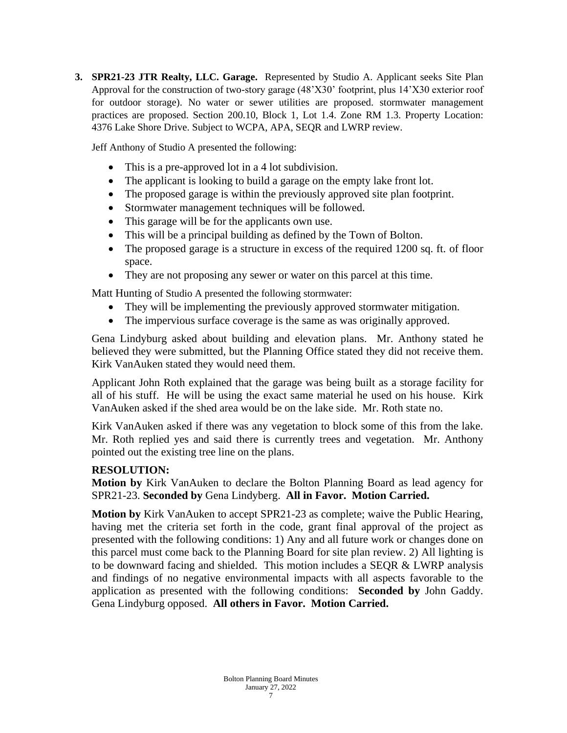**3. SPR21-23 JTR Realty, LLC. Garage.** Represented by Studio A. Applicant seeks Site Plan Approval for the construction of two-story garage (48'X30' footprint, plus 14'X30 exterior roof for outdoor storage). No water or sewer utilities are proposed. stormwater management practices are proposed. Section 200.10, Block 1, Lot 1.4. Zone RM 1.3. Property Location: 4376 Lake Shore Drive. Subject to WCPA, APA, SEQR and LWRP review.

Jeff Anthony of Studio A presented the following:

- This is a pre-approved lot in a 4 lot subdivision.
- The applicant is looking to build a garage on the empty lake front lot.
- The proposed garage is within the previously approved site plan footprint.
- Stormwater management techniques will be followed.
- This garage will be for the applicants own use.
- This will be a principal building as defined by the Town of Bolton.
- The proposed garage is a structure in excess of the required 1200 sq. ft. of floor space.
- They are not proposing any sewer or water on this parcel at this time.

Matt Hunting of Studio A presented the following stormwater:

- They will be implementing the previously approved stormwater mitigation.
- The impervious surface coverage is the same as was originally approved.

Gena Lindyburg asked about building and elevation plans. Mr. Anthony stated he believed they were submitted, but the Planning Office stated they did not receive them. Kirk VanAuken stated they would need them.

Applicant John Roth explained that the garage was being built as a storage facility for all of his stuff. He will be using the exact same material he used on his house. Kirk VanAuken asked if the shed area would be on the lake side. Mr. Roth state no.

Kirk VanAuken asked if there was any vegetation to block some of this from the lake. Mr. Roth replied yes and said there is currently trees and vegetation. Mr. Anthony pointed out the existing tree line on the plans.

**RESOLUTION:**

**Motion by** Kirk VanAuken to declare the Bolton Planning Board as lead agency for SPR21-23. **Seconded by** Gena Lindyberg. **All in Favor. Motion Carried.**

**Motion by** Kirk VanAuken to accept SPR21-23 as complete; waive the Public Hearing, having met the criteria set forth in the code, grant final approval of the project as presented with the following conditions: 1) Any and all future work or changes done on this parcel must come back to the Planning Board for site plan review. 2) All lighting is to be downward facing and shielded. This motion includes a SEQR & LWRP analysis and findings of no negative environmental impacts with all aspects favorable to the application as presented with the following conditions: **Seconded by** John Gaddy. Gena Lindyburg opposed. **All others in Favor. Motion Carried.**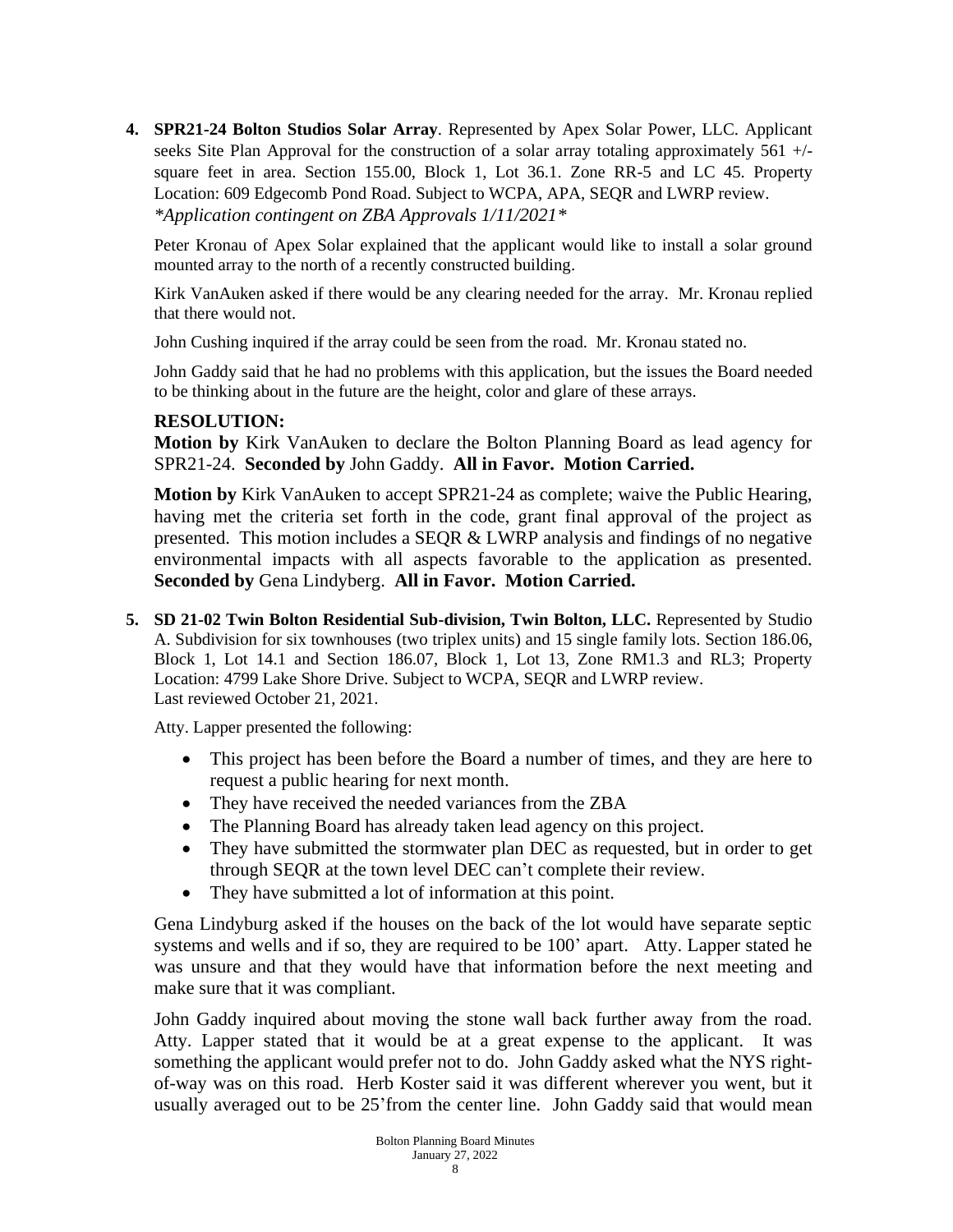4. **SPR21-24 Bolton Studios Solar Array**. Represented by Apex Solar Power, LLC. Applicant seeks Site Plan Approval for the construction of a solar array totaling approximately 561 +/- square feet in area. Section 155.00, Block 1, Lot 36.1. Zone RR-5 and LC 45. Property Location: 609 Edgecomb Pond Road. Subject to WCPA, APA, SEQR and LWRP review. *\*Application contingent on ZBA Approvals 1/11/2021\**

   Peter Kronau of Apex Solar explained that the applicant would like to install a solar ground mounted array to the north of a recently constructed building.

   Kirk VanAuken asked if there would be any clearing needed for the array. Mr. Kronau replied that there would not.

   John Cushing inquired if the array could be seen from the road. Mr. Kronau stated no.

   John Gaddy said that he had no problems with this application, but the issues the Board needed to be thinking about in the future are the height, color and glare of these arrays.

   **RESOLUTION:**
   **Motion by** Kirk VanAuken to declare the Bolton Planning Board as lead agency for SPR21-24. **Seconded by** John Gaddy. **All in Favor. Motion Carried.**

   **Motion by** Kirk VanAuken to accept SPR21-24 as complete; waive the Public Hearing, having met the criteria set forth in the code, grant final approval of the project as presented. This motion includes a SEQR & LWRP analysis and findings of no negative environmental impacts with all aspects favorable to the application as presented. **Seconded by** Gena Lindyberg. **All in Favor. Motion Carried.**

5. **SD 21-02 Twin Bolton Residential Sub-division, Twin Bolton, LLC.** Represented by Studio A. Subdivision for six townhouses (two triplex units) and 15 single family lots. Section 186.06, Block 1, Lot 14.1 and Section 186.07, Block 1, Lot 13, Zone RM1.3 and RL3; Property Location: 4799 Lake Shore Drive. Subject to WCPA, SEQR and LWRP review. Last reviewed October 21, 2021.

   Atty. Lapper presented the following:

   - This project has been before the Board a number of times, and they are here to request a public hearing for next month.
   - They have received the needed variances from the ZBA
   - The Planning Board has already taken lead agency on this project.
   - They have submitted the stormwater plan DEC as requested, but in order to get through SEQR at the town level DEC can't complete their review.
   - They have submitted a lot of information at this point.

   Gena Lindyburg asked if the houses on the back of the lot would have separate septic systems and wells and if so, they are required to be 100' apart. Atty. Lapper stated he was unsure and that they would have that information before the next meeting and make sure that it was compliant.

   John Gaddy inquired about moving the stone wall back further away from the road. Atty. Lapper stated that it would be at a great expense to the applicant. It was something the applicant would prefer not to do. John Gaddy asked what the NYS right-of-way was on this road. Herb Koster said it was different wherever you went, but it usually averaged out to be 25'from the center line. John Gaddy said that would mean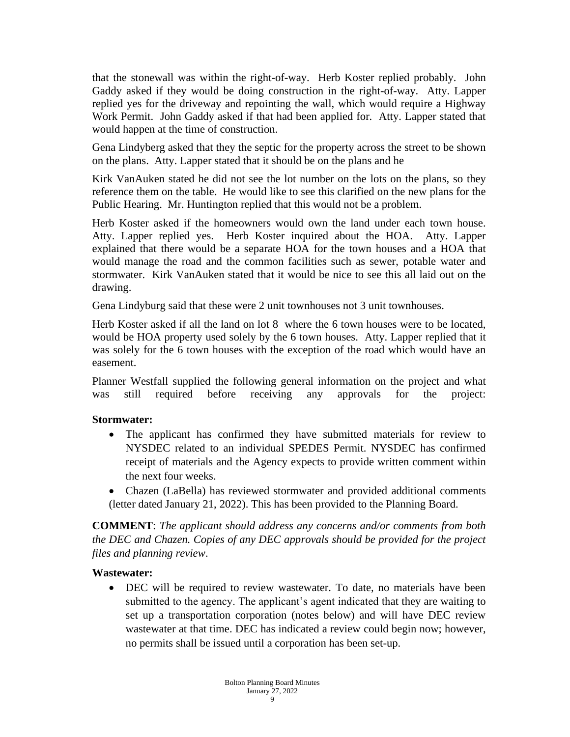that the stonewall was within the right-of-way. Herb Koster replied probably. John Gaddy asked if they would be doing construction in the right-of-way. Atty. Lapper replied yes for the driveway and repointing the wall, which would require a Highway Work Permit. John Gaddy asked if that had been applied for. Atty. Lapper stated that would happen at the time of construction.

Gena Lindyberg asked that they the septic for the property across the street to be shown on the plans. Atty. Lapper stated that it should be on the plans and he

Kirk VanAuken stated he did not see the lot number on the lots on the plans, so they reference them on the table. He would like to see this clarified on the new plans for the Public Hearing. Mr. Huntington replied that this would not be a problem.

Herb Koster asked if the homeowners would own the land under each town house. Atty. Lapper replied yes. Herb Koster inquired about the HOA. Atty. Lapper explained that there would be a separate HOA for the town houses and a HOA that would manage the road and the common facilities such as sewer, potable water and stormwater. Kirk VanAuken stated that it would be nice to see this all laid out on the drawing.

Gena Lindyburg said that these were 2 unit townhouses not 3 unit townhouses.

Herb Koster asked if all the land on lot 8 where the 6 town houses were to be located, would be HOA property used solely by the 6 town houses. Atty. Lapper replied that it was solely for the 6 town houses with the exception of the road which would have an easement.

Planner Westfall supplied the following general information on the project and what was still required before receiving any approvals for the project:

**Stormwater:**

- The applicant has confirmed they have submitted materials for review to NYSDEC related to an individual SPEDES Permit. NYSDEC has confirmed receipt of materials and the Agency expects to provide written comment within the next four weeks.
- Chazen (LaBella) has reviewed stormwater and provided additional comments (letter dated January 21, 2022). This has been provided to the Planning Board.

**COMMENT**: *The applicant should address any concerns and/or comments from both the DEC and Chazen. Copies of any DEC approvals should be provided for the project files and planning review*.

**Wastewater:**

- DEC will be required to review wastewater. To date, no materials have been submitted to the agency. The applicant's agent indicated that they are waiting to set up a transportation corporation (notes below) and will have DEC review wastewater at that time. DEC has indicated a review could begin now; however, no permits shall be issued until a corporation has been set-up.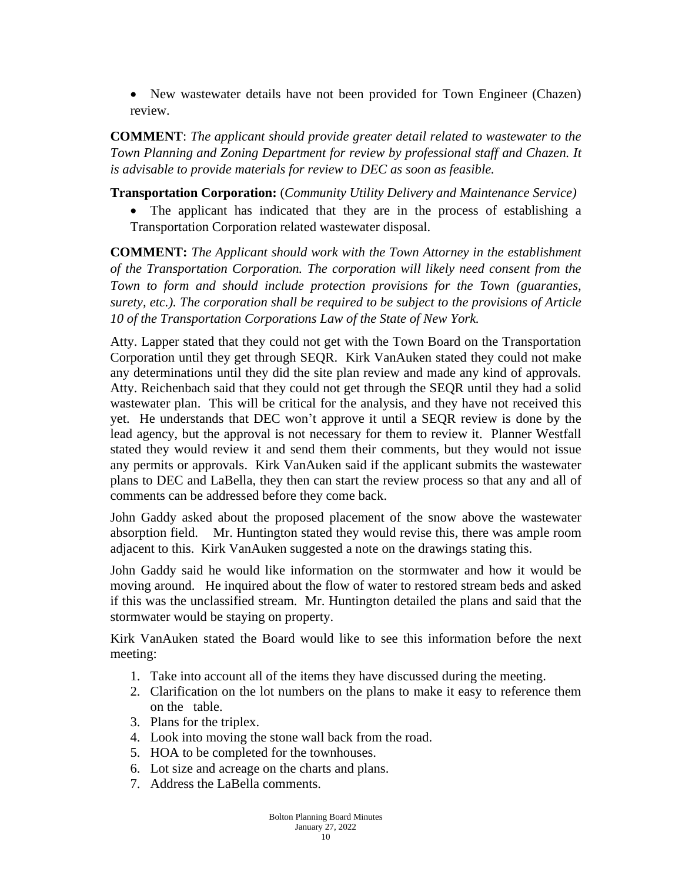- New wastewater details have not been provided for Town Engineer (Chazen) review.

**COMMENT**: *The applicant should provide greater detail related to wastewater to the Town Planning and Zoning Department for review by professional staff and Chazen. It is advisable to provide materials for review to DEC as soon as feasible.*

**Transportation Corporation:** (*Community Utility Delivery and Maintenance Service)*

- The applicant has indicated that they are in the process of establishing a Transportation Corporation related wastewater disposal.

**COMMENT:** *The Applicant should work with the Town Attorney in the establishment of the Transportation Corporation. The corporation will likely need consent from the Town to form and should include protection provisions for the Town (guaranties, surety, etc.). The corporation shall be required to be subject to the provisions of Article 10 of the Transportation Corporations Law of the State of New York.*

Atty. Lapper stated that they could not get with the Town Board on the Transportation Corporation until they get through SEQR. Kirk VanAuken stated they could not make any determinations until they did the site plan review and made any kind of approvals. Atty. Reichenbach said that they could not get through the SEQR until they had a solid wastewater plan. This will be critical for the analysis, and they have not received this yet. He understands that DEC won't approve it until a SEQR review is done by the lead agency, but the approval is not necessary for them to review it. Planner Westfall stated they would review it and send them their comments, but they would not issue any permits or approvals. Kirk VanAuken said if the applicant submits the wastewater plans to DEC and LaBella, they then can start the review process so that any and all of comments can be addressed before they come back.

John Gaddy asked about the proposed placement of the snow above the wastewater absorption field. Mr. Huntington stated they would revise this, there was ample room adjacent to this. Kirk VanAuken suggested a note on the drawings stating this.

John Gaddy said he would like information on the stormwater and how it would be moving around. He inquired about the flow of water to restored stream beds and asked if this was the unclassified stream. Mr. Huntington detailed the plans and said that the stormwater would be staying on property.

Kirk VanAuken stated the Board would like to see this information before the next meeting:

1. Take into account all of the items they have discussed during the meeting.
2. Clarification on the lot numbers on the plans to make it easy to reference them on the table.
3. Plans for the triplex.
4. Look into moving the stone wall back from the road.
5. HOA to be completed for the townhouses.
6. Lot size and acreage on the charts and plans.
7. Address the LaBella comments.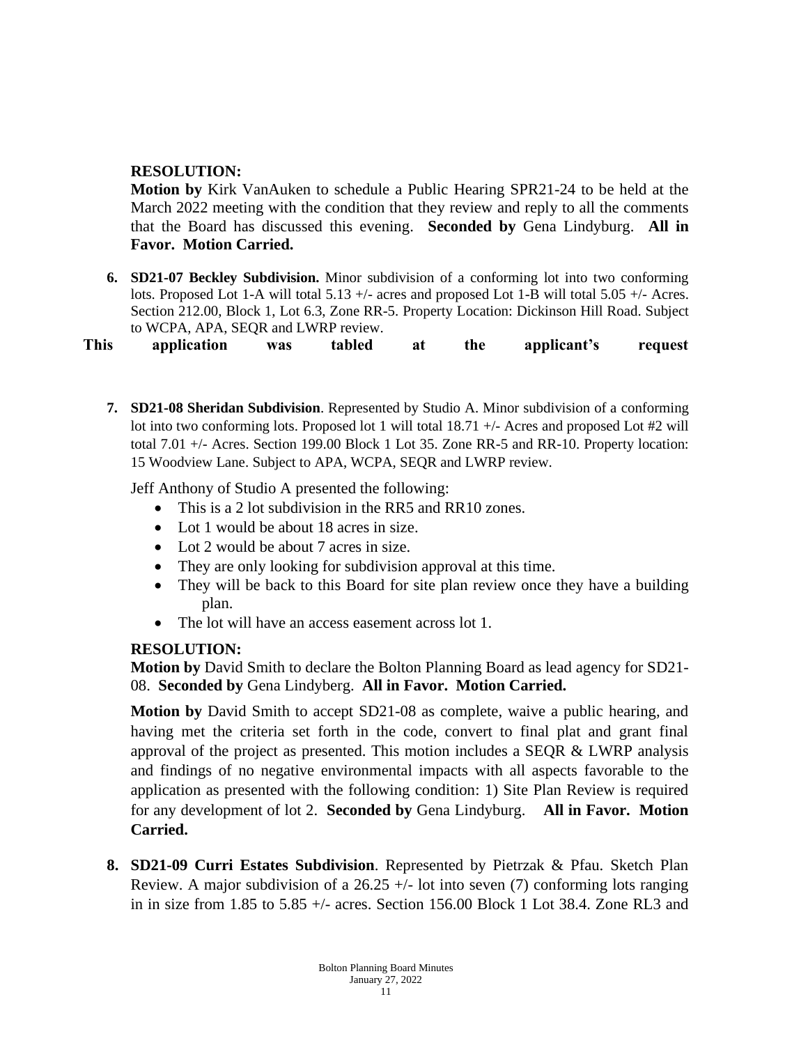**RESOLUTION:**

**Motion by** Kirk VanAuken to schedule a Public Hearing SPR21-24 to be held at the March 2022 meeting with the condition that they review and reply to all the comments that the Board has discussed this evening. **Seconded by** Gena Lindyburg. **All in Favor. Motion Carried.**

6. **SD21-07 Beckley Subdivision.** Minor subdivision of a conforming lot into two conforming lots. Proposed Lot 1-A will total 5.13 +/- acres and proposed Lot 1-B will total 5.05 +/- Acres. Section 212.00, Block 1, Lot 6.3, Zone RR-5. Property Location: Dickinson Hill Road. Subject to WCPA, APA, SEQR and LWRP review.

**This application was tabled at the applicant's request**

7. **SD21-08 Sheridan Subdivision**. Represented by Studio A. Minor subdivision of a conforming lot into two conforming lots. Proposed lot 1 will total 18.71 +/- Acres and proposed Lot #2 will total 7.01 +/- Acres. Section 199.00 Block 1 Lot 35. Zone RR-5 and RR-10. Property location: 15 Woodview Lane. Subject to APA, WCPA, SEQR and LWRP review.

   Jeff Anthony of Studio A presented the following:

   - This is a 2 lot subdivision in the RR5 and RR10 zones.
   - Lot 1 would be about 18 acres in size.
   - Lot 2 would be about 7 acres in size.
   - They are only looking for subdivision approval at this time.
   - They will be back to this Board for site plan review once they have a building plan.
   - The lot will have an access easement across lot 1.

   **RESOLUTION:**

   **Motion by** David Smith to declare the Bolton Planning Board as lead agency for SD21-08. **Seconded by** Gena Lindyberg. **All in Favor. Motion Carried.**

   **Motion by** David Smith to accept SD21-08 as complete, waive a public hearing, and having met the criteria set forth in the code, convert to final plat and grant final approval of the project as presented. This motion includes a SEQR & LWRP analysis and findings of no negative environmental impacts with all aspects favorable to the application as presented with the following condition: 1) Site Plan Review is required for any development of lot 2. **Seconded by** Gena Lindyburg. **All in Favor. Motion Carried.**

8. **SD21-09 Curri Estates Subdivision**. Represented by Pietrzak & Pfau. Sketch Plan Review. A major subdivision of a 26.25 +/- lot into seven (7) conforming lots ranging in in size from 1.85 to 5.85 +/- acres. Section 156.00 Block 1 Lot 38.4. Zone RL3 and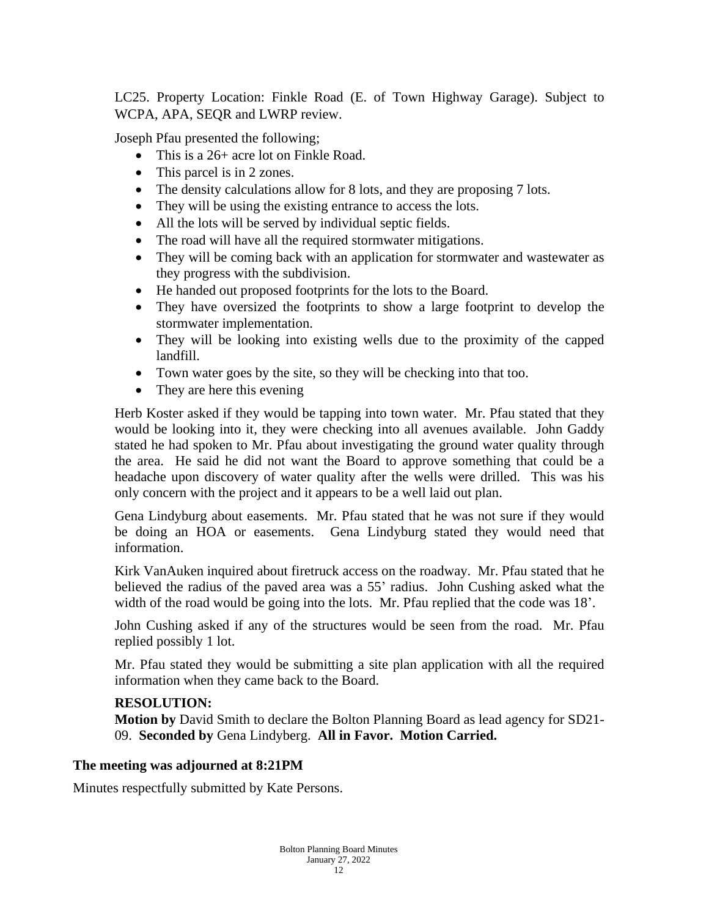LC25. Property Location: Finkle Road (E. of Town Highway Garage). Subject to WCPA, APA, SEQR and LWRP review.

Joseph Pfau presented the following;

- This is a 26+ acre lot on Finkle Road.
- This parcel is in 2 zones.
- The density calculations allow for 8 lots, and they are proposing 7 lots.
- They will be using the existing entrance to access the lots.
- All the lots will be served by individual septic fields.
- The road will have all the required stormwater mitigations.
- They will be coming back with an application for stormwater and wastewater as they progress with the subdivision.
- He handed out proposed footprints for the lots to the Board.
- They have oversized the footprints to show a large footprint to develop the stormwater implementation.
- They will be looking into existing wells due to the proximity of the capped landfill.
- Town water goes by the site, so they will be checking into that too.
- They are here this evening

Herb Koster asked if they would be tapping into town water. Mr. Pfau stated that they would be looking into it, they were checking into all avenues available. John Gaddy stated he had spoken to Mr. Pfau about investigating the ground water quality through the area. He said he did not want the Board to approve something that could be a headache upon discovery of water quality after the wells were drilled. This was his only concern with the project and it appears to be a well laid out plan.

Gena Lindyburg about easements. Mr. Pfau stated that he was not sure if they would be doing an HOA or easements. Gena Lindyburg stated they would need that information.

Kirk VanAuken inquired about firetruck access on the roadway. Mr. Pfau stated that he believed the radius of the paved area was a 55' radius. John Cushing asked what the width of the road would be going into the lots. Mr. Pfau replied that the code was 18'.

John Cushing asked if any of the structures would be seen from the road. Mr. Pfau replied possibly 1 lot.

Mr. Pfau stated they would be submitting a site plan application with all the required information when they came back to the Board.

**RESOLUTION:**
**Motion by** David Smith to declare the Bolton Planning Board as lead agency for SD21-09. **Seconded by** Gena Lindyberg. **All in Favor. Motion Carried.**

**The meeting was adjourned at 8:21PM**

Minutes respectfully submitted by Kate Persons.